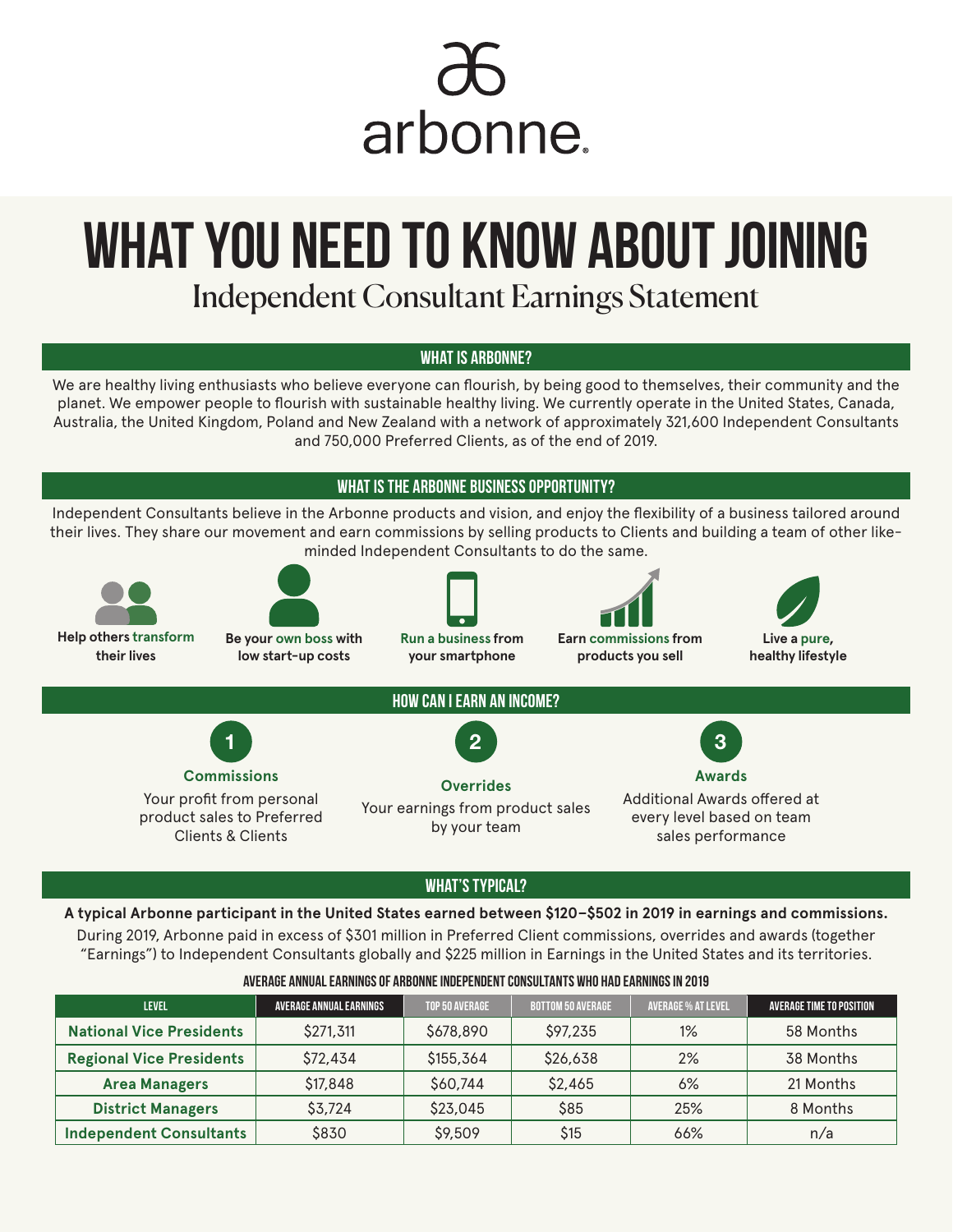# arbonne

# WHAT YOU NEED TO KNOW ABOUT JOINING

## Independent Consultant Earnings Statement

### WHAT IS ARBONNE?

We are healthy living enthusiasts who believe everyone can flourish, by being good to themselves, their community and the planet. We empower people to flourish with sustainable healthy living. We currently operate in the United States, Canada, Australia, the United Kingdom, Poland and New Zealand with a network of approximately 321,600 Independent Consultants and 750,000 Preferred Clients, as of the end of 2019.

### WHAT IS THE ARBONNE BUSINESS OPPORTUNITY?

Independent Consultants believe in the Arbonne products and vision, and enjoy the flexibility of a business tailored around their lives. They share our movement and earn commissions by selling products to Clients and building a team of other like-minded Independent Consultants to do the same.

- **Help others transform their lives**
- **Be your own boss with low start-up costs**
- **Run a business from your smartphone**
- **Earn commissions from products you sell**
- **Live a pure, healthy lifestyle**

### HOW CAN I EARN AN INCOME?

1. **Commissions** – Your profit from personal product sales to Preferred Clients & Clients
2. **Overrides** – Your earnings from product sales by your team
3. **Awards** – Additional Awards offered at every level based on team sales performance

### WHAT'S TYPICAL?

**A typical Arbonne participant in the United States earned between $120–$502 in 2019 in earnings and commissions.**

During 2019, Arbonne paid in excess of $301 million in Preferred Client commissions, overrides and awards (together "Earnings") to Independent Consultants globally and $225 million in Earnings in the United States and its territories.

**AVERAGE ANNUAL EARNINGS OF ARBONNE INDEPENDENT CONSULTANTS WHO HAD EARNINGS IN 2019**

| LEVEL | AVERAGE ANNUAL EARNINGS | TOP 50 AVERAGE | BOTTOM 50 AVERAGE | AVERAGE % AT LEVEL | AVERAGE TIME TO POSITION |
|---|---|---|---|---|---|
| National Vice Presidents | $271,311 | $678,890 | $97,235 | 1% | 58 Months |
| Regional Vice Presidents | $72,434 | $155,364 | $26,638 | 2% | 38 Months |
| Area Managers | $17,848 | $60,744 | $2,465 | 6% | 21 Months |
| District Managers | $3,724 | $23,045 | $85 | 25% | 8 Months |
| Independent Consultants | $830 | $9,509 | $15 | 66% | n/a |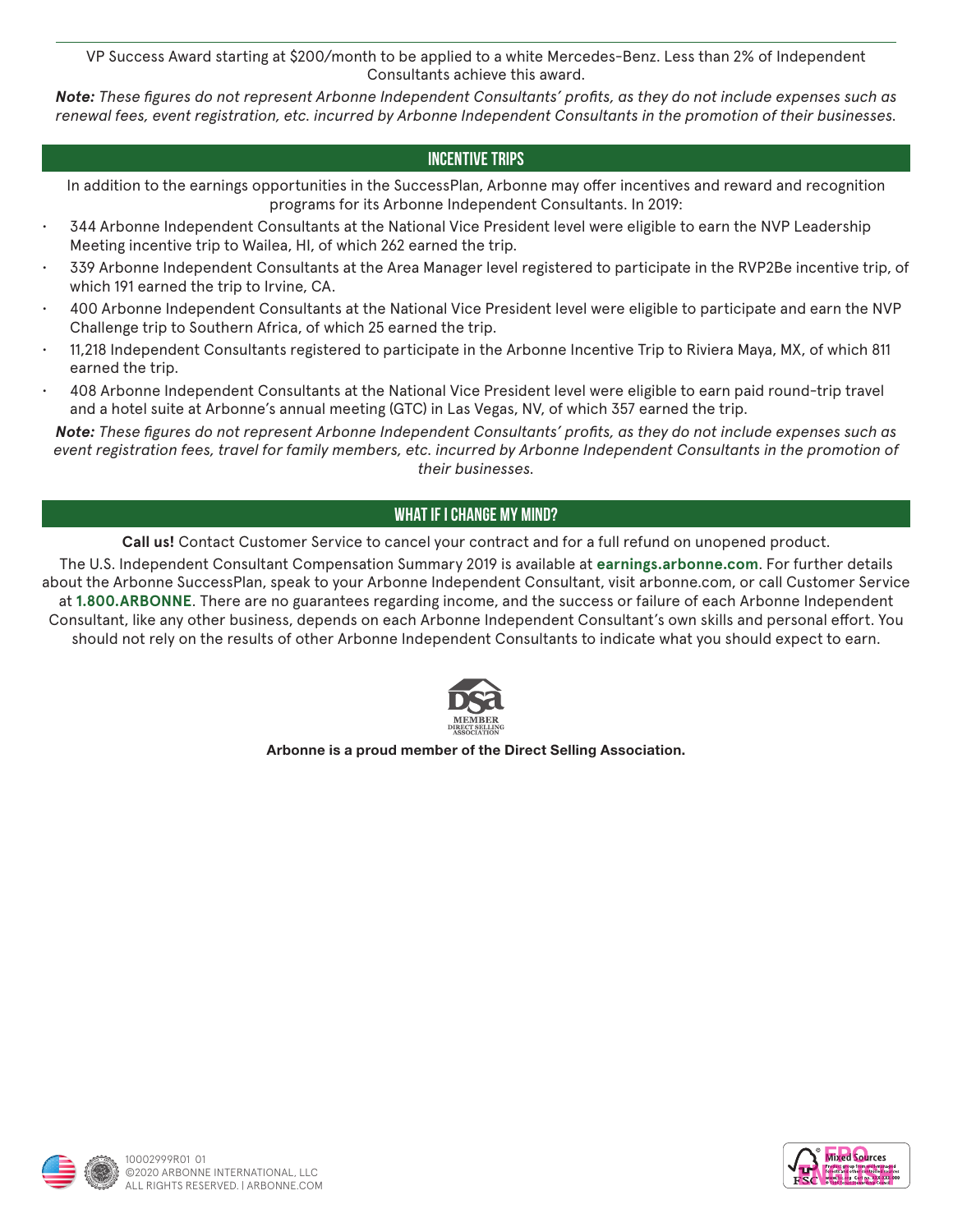VP Success Award starting at $200/month to be applied to a white Mercedes-Benz. Less than 2% of Independent Consultants achieve this award.

***Note:*** *These figures do not represent Arbonne Independent Consultants' profits, as they do not include expenses such as renewal fees, event registration, etc. incurred by Arbonne Independent Consultants in the promotion of their businesses.*

## INCENTIVE TRIPS

In addition to the earnings opportunities in the SuccessPlan, Arbonne may offer incentives and reward and recognition programs for its Arbonne Independent Consultants. In 2019:

- 344 Arbonne Independent Consultants at the National Vice President level were eligible to earn the NVP Leadership Meeting incentive trip to Wailea, HI, of which 262 earned the trip.
- 339 Arbonne Independent Consultants at the Area Manager level registered to participate in the RVP2Be incentive trip, of which 191 earned the trip to Irvine, CA.
- 400 Arbonne Independent Consultants at the National Vice President level were eligible to participate and earn the NVP Challenge trip to Southern Africa, of which 25 earned the trip.
- 11,218 Independent Consultants registered to participate in the Arbonne Incentive Trip to Riviera Maya, MX, of which 811 earned the trip.
- 408 Arbonne Independent Consultants at the National Vice President level were eligible to earn paid round-trip travel and a hotel suite at Arbonne's annual meeting (GTC) in Las Vegas, NV, of which 357 earned the trip.

***Note:*** *These figures do not represent Arbonne Independent Consultants' profits, as they do not include expenses such as event registration fees, travel for family members, etc. incurred by Arbonne Independent Consultants in the promotion of their businesses.*

## WHAT IF I CHANGE MY MIND?

**Call us!** Contact Customer Service to cancel your contract and for a full refund on unopened product.

The U.S. Independent Consultant Compensation Summary 2019 is available at **earnings.arbonne.com**. For further details about the Arbonne SuccessPlan, speak to your Arbonne Independent Consultant, visit arbonne.com, or call Customer Service at **1.800.ARBONNE**. There are no guarantees regarding income, and the success or failure of each Arbonne Independent Consultant, like any other business, depends on each Arbonne Independent Consultant's own skills and personal effort. You should not rely on the results of other Arbonne Independent Consultants to indicate what you should expect to earn.

MEMBER DIRECT SELLING ASSOCIATION

**Arbonne is a proud member of the Direct Selling Association.**

10002999R01 01
©2020 ARBONNE INTERNATIONAL, LLC
ALL RIGHTS RESERVED. | ARBONNE.COM